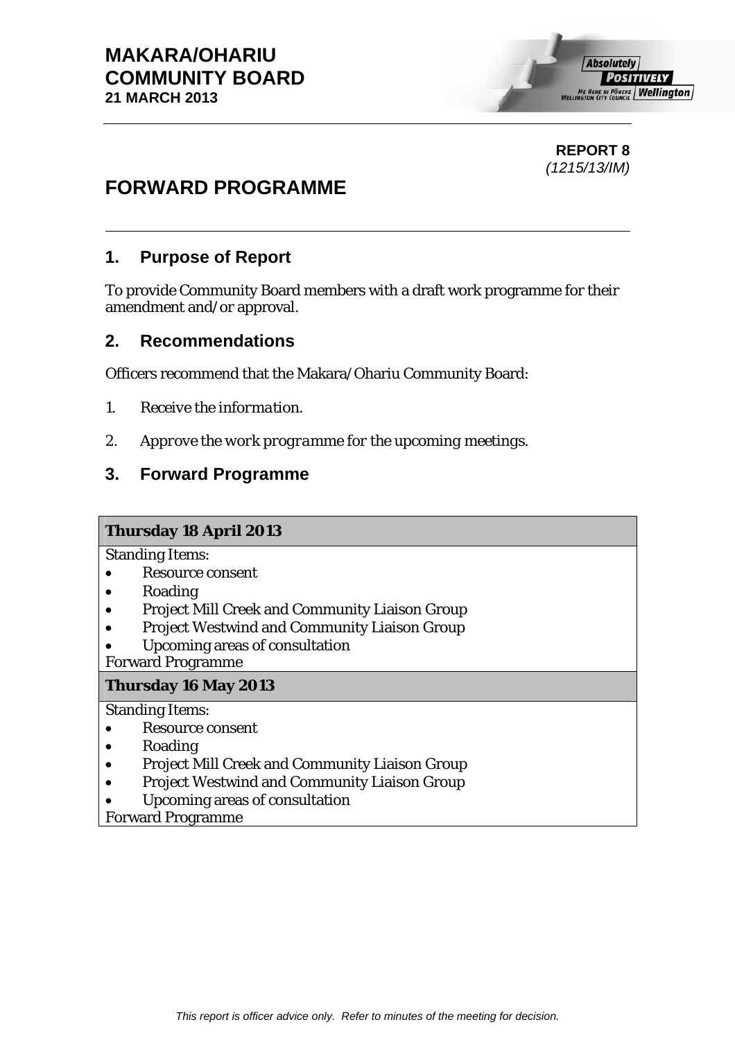# MAKARA/OHARIU COMMUNITY BOARD
**21 MARCH 2013**

**REPORT 8**
*(1215/13/IM)*

# FORWARD PROGRAMME

## 1. Purpose of Report

To provide Community Board members with a draft work programme for their amendment and/or approval.

## 2. Recommendations

Officers recommend that the Makara/Ohariu Community Board:

1. *Receive the information.*
2. *Approve the work programme for the upcoming meetings.*

## 3. Forward Programme

| **Thursday 18 April 2013** |
|---|
| Standing Items:<br>• Resource consent<br>• Roading<br>• Project Mill Creek and Community Liaison Group<br>• Project Westwind and Community Liaison Group<br>• Upcoming areas of consultation<br>Forward Programme |
| **Thursday 16 May 2013** |
| Standing Items:<br>• Resource consent<br>• Roading<br>• Project Mill Creek and Community Liaison Group<br>• Project Westwind and Community Liaison Group<br>• Upcoming areas of consultation<br>Forward Programme |

*This report is officer advice only. Refer to minutes of the meeting for decision.*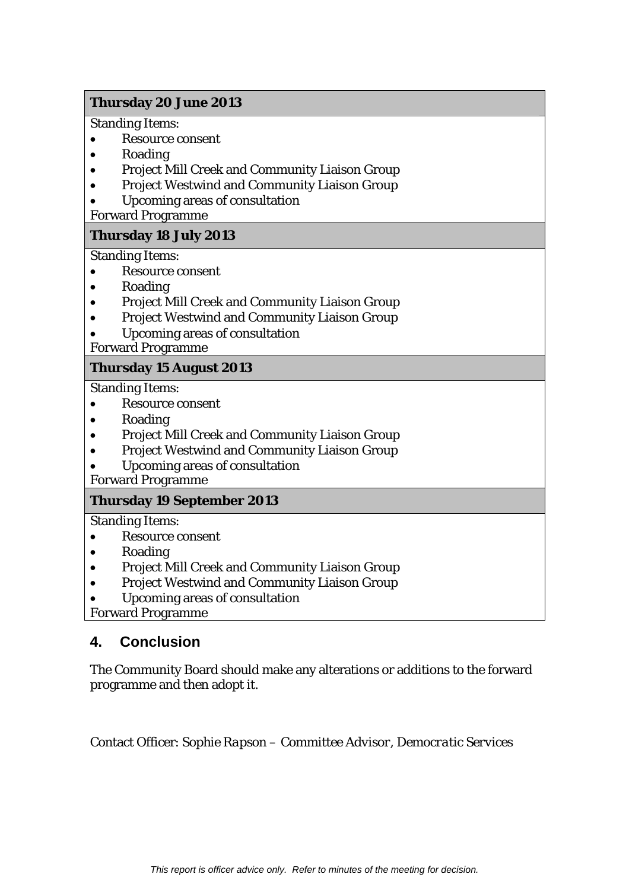| Thursday 20 June 2013 |
| --- |
| Standing Items:<br>• Resource consent<br>• Roading<br>• Project Mill Creek and Community Liaison Group<br>• Project Westwind and Community Liaison Group<br>• Upcoming areas of consultation<br>Forward Programme |
| **Thursday 18 July 2013** |
| Standing Items:<br>• Resource consent<br>• Roading<br>• Project Mill Creek and Community Liaison Group<br>• Project Westwind and Community Liaison Group<br>• Upcoming areas of consultation<br>Forward Programme |
| **Thursday 15 August 2013** |
| Standing Items:<br>• Resource consent<br>• Roading<br>• Project Mill Creek and Community Liaison Group<br>• Project Westwind and Community Liaison Group<br>• Upcoming areas of consultation<br>Forward Programme |
| **Thursday 19 September 2013** |
| Standing Items:<br>• Resource consent<br>• Roading<br>• Project Mill Creek and Community Liaison Group<br>• Project Westwind and Community Liaison Group<br>• Upcoming areas of consultation<br>Forward Programme |

## 4. Conclusion

The Community Board should make any alterations or additions to the forward programme and then adopt it.

Contact Officer: *Sophie Rapson – Committee Advisor, Democratic Services*

*This report is officer advice only. Refer to minutes of the meeting for decision.*